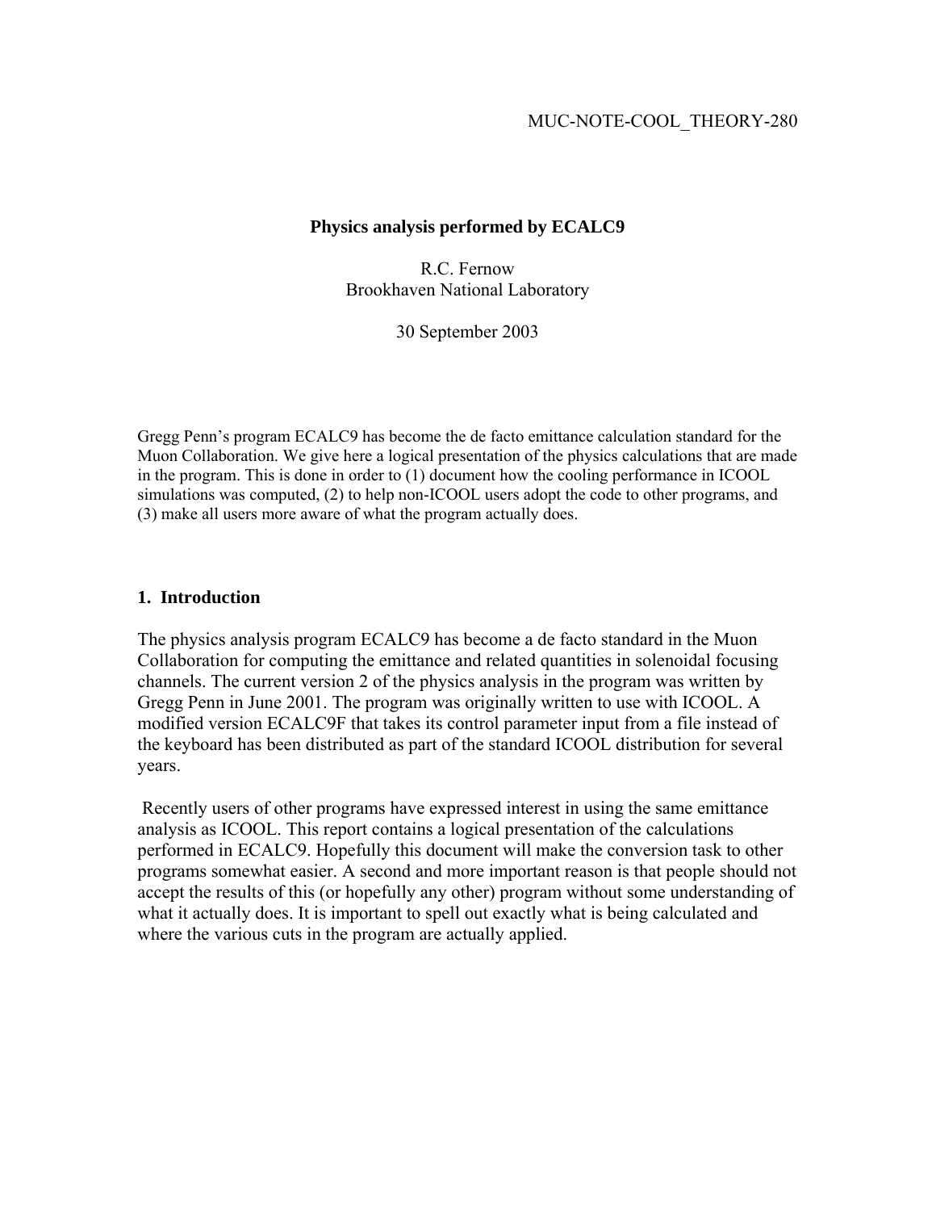MUC-NOTE-COOL_THEORY-280

# Physics analysis performed by ECALC9

R.C. Fernow
Brookhaven National Laboratory

30 September 2003

Gregg Penn's program ECALC9 has become the de facto emittance calculation standard for the Muon Collaboration. We give here a logical presentation of the physics calculations that are made in the program. This is done in order to (1) document how the cooling performance in ICOOL simulations was computed, (2) to help non-ICOOL users adopt the code to other programs, and (3) make all users more aware of what the program actually does.

## 1. Introduction

The physics analysis program ECALC9 has become a de facto standard in the Muon Collaboration for computing the emittance and related quantities in solenoidal focusing channels. The current version 2 of the physics analysis in the program was written by Gregg Penn in June 2001. The program was originally written to use with ICOOL. A modified version ECALC9F that takes its control parameter input from a file instead of the keyboard has been distributed as part of the standard ICOOL distribution for several years.

Recently users of other programs have expressed interest in using the same emittance analysis as ICOOL. This report contains a logical presentation of the calculations performed in ECALC9. Hopefully this document will make the conversion task to other programs somewhat easier. A second and more important reason is that people should not accept the results of this (or hopefully any other) program without some understanding of what it actually does. It is important to spell out exactly what is being calculated and where the various cuts in the program are actually applied.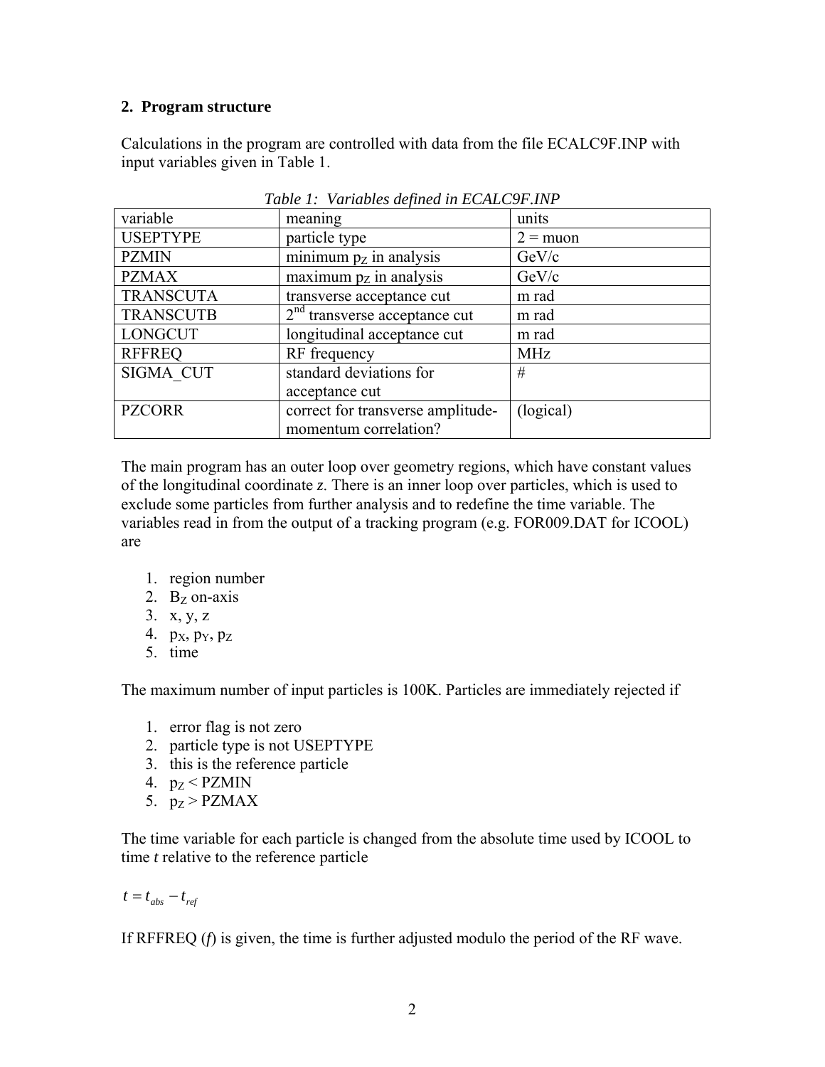## 2. Program structure

Calculations in the program are controlled with data from the file ECALC9F.INP with input variables given in Table 1.

*Table 1: Variables defined in ECALC9F.INP*

| variable | meaning | units |
|---|---|---|
| USEPTYPE | particle type | 2 = muon |
| PZMIN | minimum $p_Z$ in analysis | GeV/c |
| PZMAX | maximum $p_Z$ in analysis | GeV/c |
| TRANSCUTA | transverse acceptance cut | m rad |
| TRANSCUTB | $2^{nd}$ transverse acceptance cut | m rad |
| LONGCUT | longitudinal acceptance cut | m rad |
| RFFREQ | RF frequency | MHz |
| SIGMA_CUT | standard deviations for acceptance cut | # |
| PZCORR | correct for transverse amplitude-momentum correlation? | (logical) |

The main program has an outer loop over geometry regions, which have constant values of the longitudinal coordinate *z*. There is an inner loop over particles, which is used to exclude some particles from further analysis and to redefine the time variable. The variables read in from the output of a tracking program (e.g. FOR009.DAT for ICOOL) are

1. region number
2. $B_Z$ on-axis
3. x, y, z
4. $p_X$, $p_Y$, $p_Z$
5. time

The maximum number of input particles is 100K. Particles are immediately rejected if

1. error flag is not zero
2. particle type is not USEPTYPE
3. this is the reference particle
4. $p_Z$ < PZMIN
5. $p_Z$ > PZMAX

The time variable for each particle is changed from the absolute time used by ICOOL to time *t* relative to the reference particle

$$t = t_{abs} - t_{ref}$$

If RFFREQ (*f*) is given, the time is further adjusted modulo the period of the RF wave.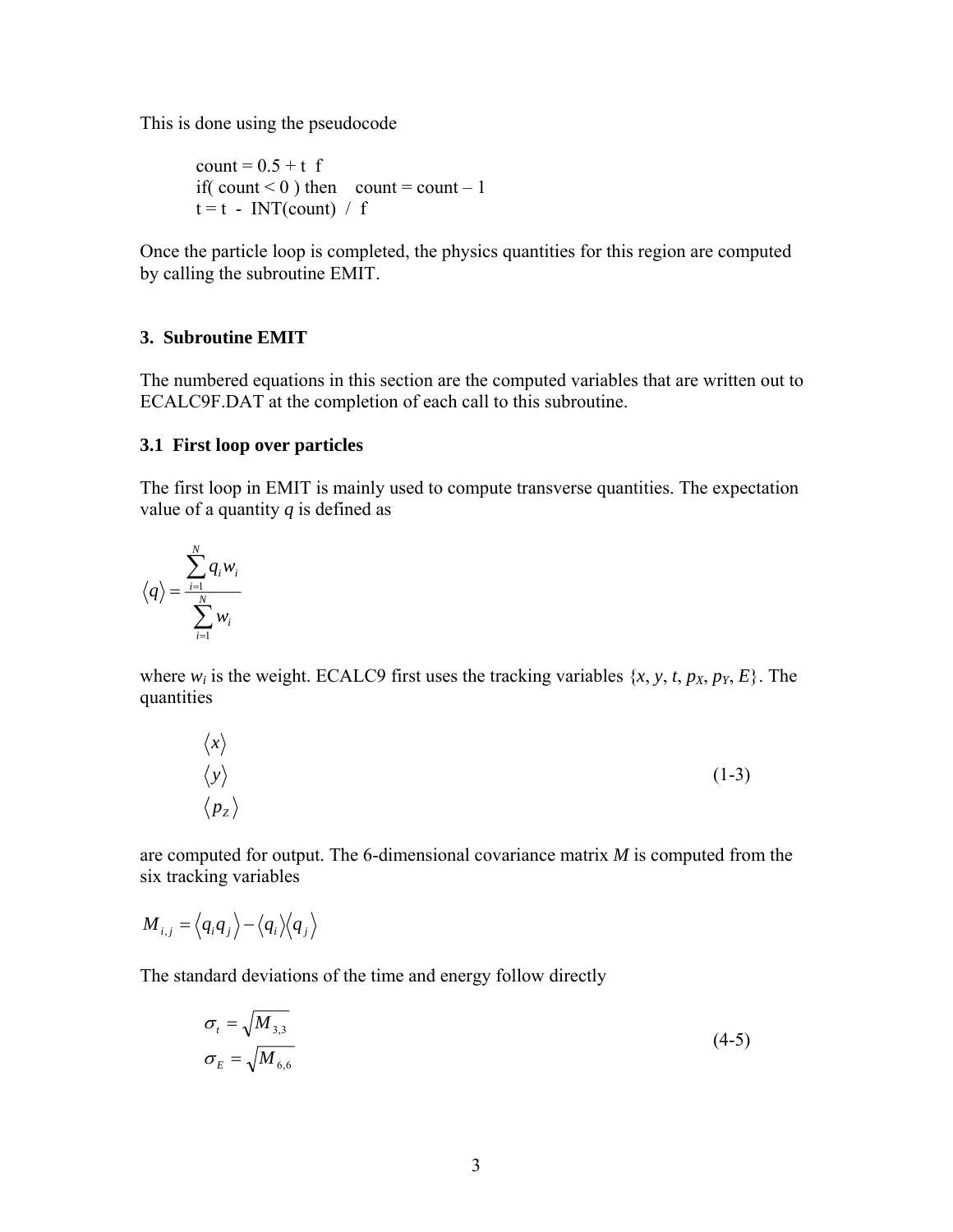This is done using the pseudocode

```
count = 0.5 + t  f
if( count < 0 ) then    count = count – 1
t = t  -  INT(count)  /  f
```

Once the particle loop is completed, the physics quantities for this region are computed by calling the subroutine EMIT.

## 3. Subroutine EMIT

The numbered equations in this section are the computed variables that are written out to ECALC9F.DAT at the completion of each call to this subroutine.

### 3.1 First loop over particles

The first loop in EMIT is mainly used to compute transverse quantities. The expectation value of a quantity $q$ is defined as

$$\langle q \rangle = \frac{\sum_{i=1}^{N} q_i w_i}{\sum_{i=1}^{N} w_i}$$

where $w_i$ is the weight. ECALC9 first uses the tracking variables $\{x, y, t, p_X, p_Y, E\}$. The quantities

$$\begin{aligned} &\langle x \rangle \\ &\langle y \rangle \\ &\langle p_Z \rangle \end{aligned} \tag{1-3}$$

are computed for output. The 6-dimensional covariance matrix $M$ is computed from the six tracking variables

$$M_{i,j} = \langle q_i q_j \rangle - \langle q_i \rangle \langle q_j \rangle$$

The standard deviations of the time and energy follow directly

$$\begin{aligned} \sigma_t &= \sqrt{M_{3,3}} \\ \sigma_E &= \sqrt{M_{6,6}} \end{aligned} \tag{4-5}$$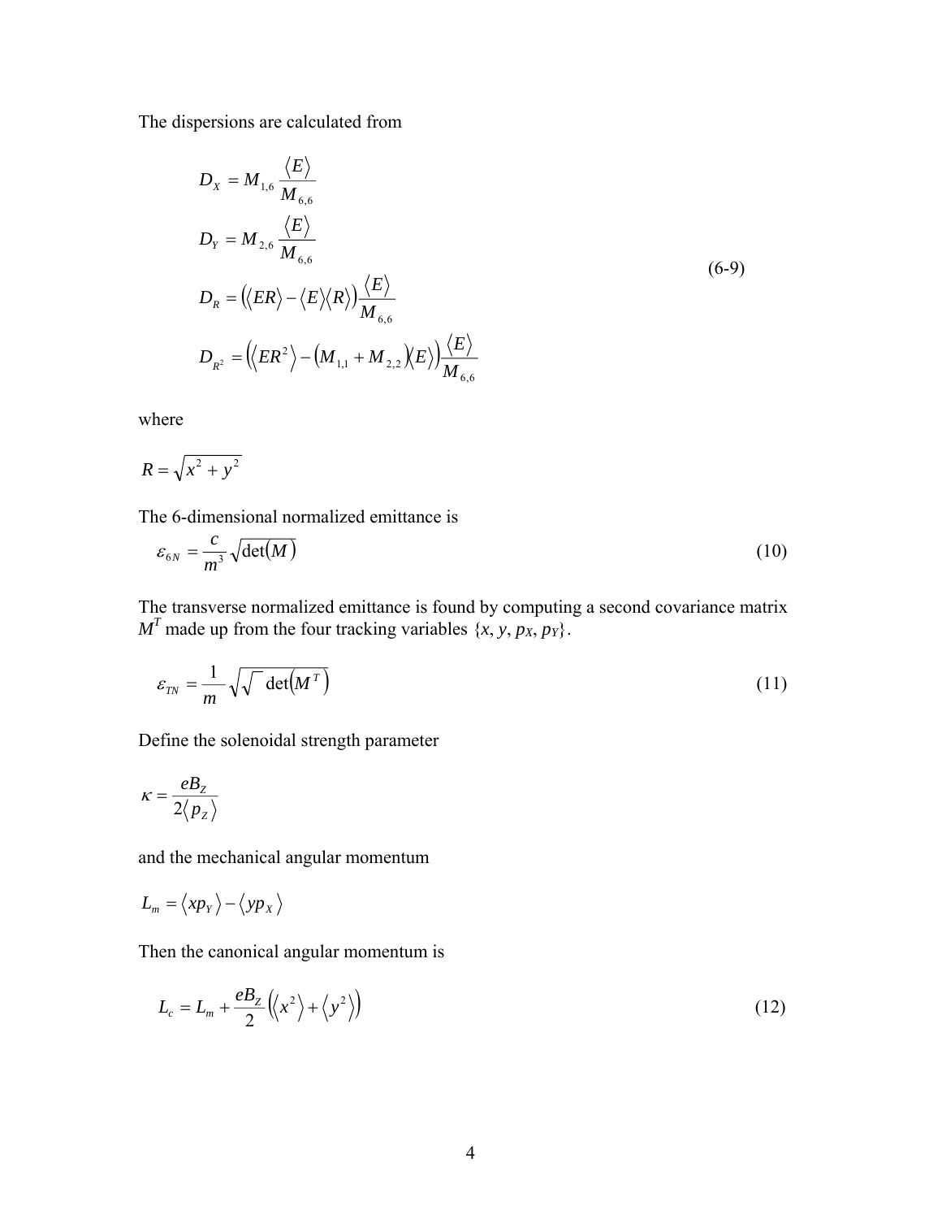The dispersions are calculated from

$$
\begin{aligned}
D_X &= M_{1,6} \frac{\langle E \rangle}{M_{6,6}} \\
D_Y &= M_{2,6} \frac{\langle E \rangle}{M_{6,6}} \\
D_R &= \left( \langle ER \rangle - \langle E \rangle \langle R \rangle \right) \frac{\langle E \rangle}{M_{6,6}} \\
D_{R^2} &= \left( \langle ER^2 \rangle - \left( M_{1,1} + M_{2,2} \right) \langle E \rangle \right) \frac{\langle E \rangle}{M_{6,6}}
\end{aligned}
\tag{6-9}
$$

where

$$R = \sqrt{x^2 + y^2}$$

The 6-dimensional normalized emittance is

$$\varepsilon_{6N} = \frac{c}{m^3} \sqrt{\det(M)} \tag{10}$$

The transverse normalized emittance is found by computing a second covariance matrix $M^T$ made up from the four tracking variables $\{x, y, p_X, p_Y\}$.

$$\varepsilon_{TN} = \frac{1}{m} \sqrt{\sqrt{\ \det\left(M^T\right)}} \tag{11}$$

Define the solenoidal strength parameter

$$\kappa = \frac{eB_Z}{2\langle p_Z \rangle}$$

and the mechanical angular momentum

$$L_m = \langle x p_Y \rangle - \langle y p_X \rangle$$

Then the canonical angular momentum is

$$L_c = L_m + \frac{eB_Z}{2} \left( \langle x^2 \rangle + \langle y^2 \rangle \right) \tag{12}$$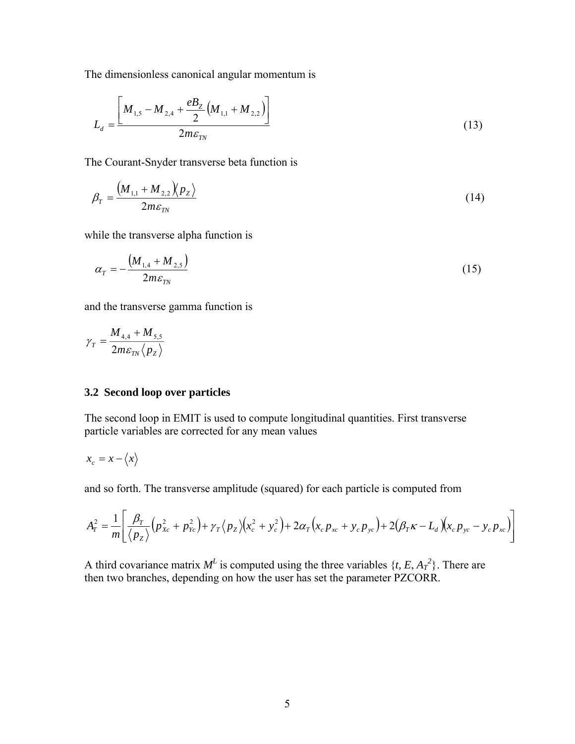The dimensionless canonical angular momentum is

$$L_d = \frac{\left[ M_{1,5} - M_{2,4} + \frac{eB_Z}{2}\left(M_{1,1} + M_{2,2}\right) \right]}{2m\varepsilon_{TN}} \tag{13}$$

The Courant-Snyder transverse beta function is

$$\beta_T = \frac{\left(M_{1,1} + M_{2,2}\right)\langle p_Z \rangle}{2m\varepsilon_{TN}} \tag{14}$$

while the transverse alpha function is

$$\alpha_T = -\frac{\left(M_{1,4} + M_{2,5}\right)}{2m\varepsilon_{TN}} \tag{15}$$

and the transverse gamma function is

$$\gamma_T = \frac{M_{4,4} + M_{5,5}}{2m\varepsilon_{TN}\langle p_Z \rangle}$$

### 3.2 Second loop over particles

The second loop in EMIT is used to compute longitudinal quantities. First transverse particle variables are corrected for any mean values

$$x_c = x - \langle x \rangle$$

and so forth. The transverse amplitude (squared) for each particle is computed from

$$A_T^2 = \frac{1}{m}\left[ \frac{\beta_T}{\langle p_Z \rangle}\left(p_{Xc}^2 + p_{Yc}^2\right) + \gamma_T \langle p_Z \rangle \left(x_c^2 + y_c^2\right) + 2\alpha_T\left(x_c p_{xc} + y_c p_{yc}\right) + 2\left(\beta_T \kappa - L_d\right)\left(x_c p_{yc} - y_c p_{xc}\right) \right]$$

A third covariance matrix $M^L$ is computed using the three variables $\{t, E, A_T^2\}$. There are then two branches, depending on how the user has set the parameter PZCORR.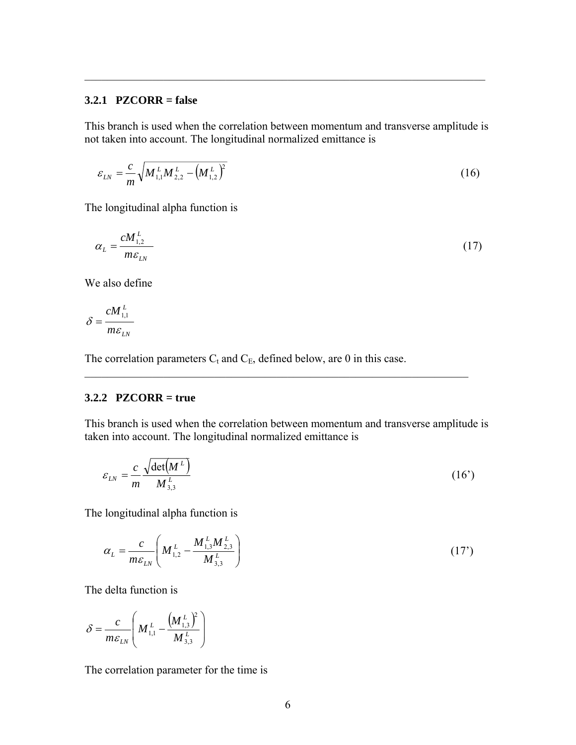---

### 3.2.1 PZCORR = false

This branch is used when the correlation between momentum and transverse amplitude is not taken into account. The longitudinal normalized emittance is

$$\varepsilon_{LN} = \frac{c}{m}\sqrt{M_{1,1}^{L} M_{2,2}^{L} - \left(M_{1,2}^{L}\right)^{2}} \tag{16}$$

The longitudinal alpha function is

$$\alpha_{L} = \frac{c M_{1,2}^{L}}{m \varepsilon_{LN}} \tag{17}$$

We also define

$$\delta = \frac{c M_{1,1}^{L}}{m \varepsilon_{LN}}$$

The correlation parameters $C_t$ and $C_E$, defined below, are 0 in this case.

---

### 3.2.2 PZCORR = true

This branch is used when the correlation between momentum and transverse amplitude is taken into account. The longitudinal normalized emittance is

$$\varepsilon_{LN} = \frac{c}{m}\frac{\sqrt{\det\left(M^{L}\right)}}{M_{3,3}^{L}} \tag{16'}$$

The longitudinal alpha function is

$$\alpha_{L} = \frac{c}{m \varepsilon_{LN}}\left(M_{1,2}^{L} - \frac{M_{1,3}^{L} M_{2,3}^{L}}{M_{3,3}^{L}}\right) \tag{17'}$$

The delta function is

$$\delta = \frac{c}{m \varepsilon_{LN}}\left(M_{1,1}^{L} - \frac{\left(M_{1,3}^{L}\right)^{2}}{M_{3,3}^{L}}\right)$$

The correlation parameter for the time is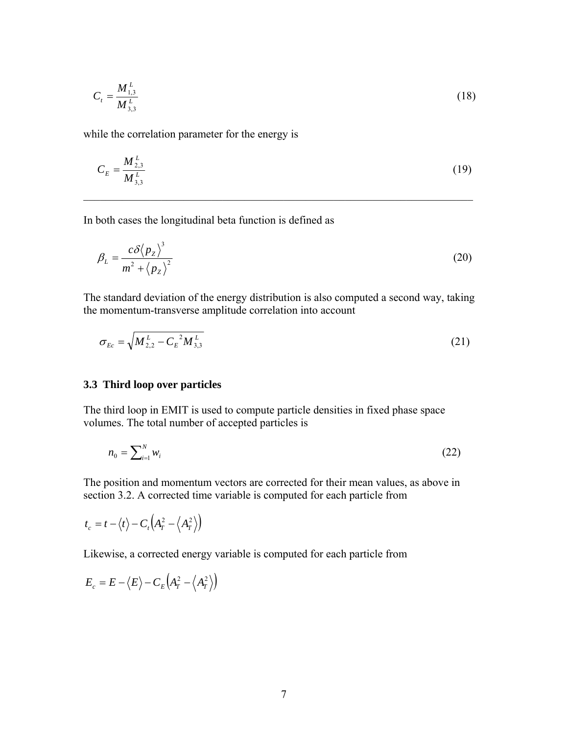$$C_t = \frac{M^L_{1,3}}{M^L_{3,3}} \tag{18}$$

while the correlation parameter for the energy is

$$C_E = \frac{M^L_{2,3}}{M^L_{3,3}} \tag{19}$$

---

In both cases the longitudinal beta function is defined as

$$\beta_L = \frac{c\delta \langle p_Z \rangle^3}{m^2 + \langle p_Z \rangle^2} \tag{20}$$

The standard deviation of the energy distribution is also computed a second way, taking the momentum-transverse amplitude correlation into account

$$\sigma_{Ec} = \sqrt{M^L_{2,2} - {C_E}^2 M^L_{3,3}} \tag{21}$$

### 3.3 Third loop over particles

The third loop in EMIT is used to compute particle densities in fixed phase space volumes. The total number of accepted particles is

$$n_0 = \sum_{i=1}^{N} w_i \tag{22}$$

The position and momentum vectors are corrected for their mean values, as above in section 3.2. A corrected time variable is computed for each particle from

$$t_c = t - \langle t \rangle - C_t \left( A_T^2 - \langle A_T^2 \rangle \right)$$

Likewise, a corrected energy variable is computed for each particle from

$$E_c = E - \langle E \rangle - C_E \left( A_T^2 - \langle A_T^2 \rangle \right)$$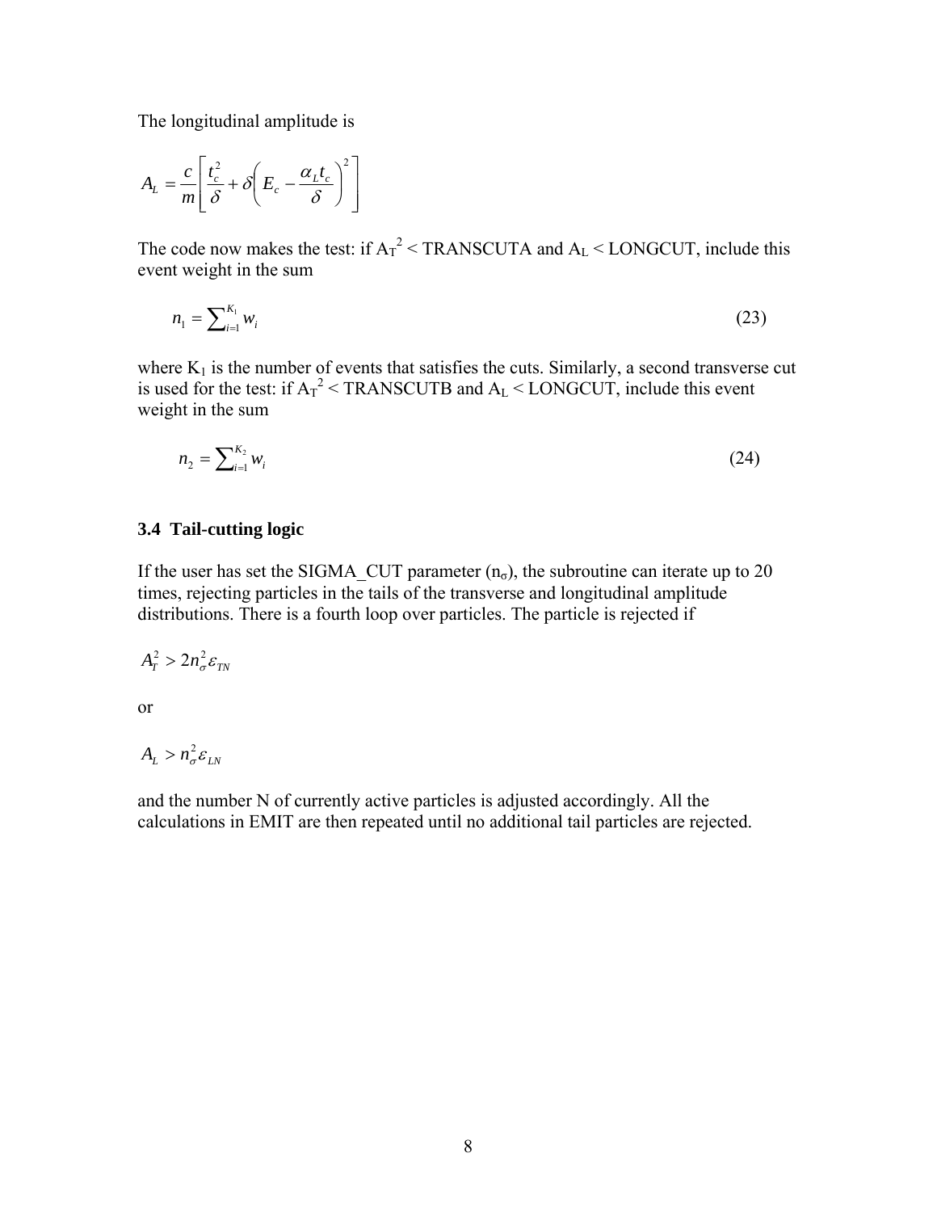The longitudinal amplitude is

$$A_L = \frac{c}{m}\left[\frac{t_c^2}{\delta} + \delta\left(E_c - \frac{\alpha_L t_c}{\delta}\right)^2\right]$$

The code now makes the test: if $A_T^2$ < TRANSCUTA and $A_L$ < LONGCUT, include this event weight in the sum

$$n_1 = \sum_{i=1}^{K_1} w_i \tag{23}$$

where $K_1$ is the number of events that satisfies the cuts. Similarly, a second transverse cut is used for the test: if $A_T^2$ < TRANSCUTB and $A_L$ < LONGCUT, include this event weight in the sum

$$n_2 = \sum_{i=1}^{K_2} w_i \tag{24}$$

### 3.4 Tail-cutting logic

If the user has set the SIGMA_CUT parameter ($n_\sigma$), the subroutine can iterate up to 20 times, rejecting particles in the tails of the transverse and longitudinal amplitude distributions. There is a fourth loop over particles. The particle is rejected if

$$A_T^2 > 2n_\sigma^2 \varepsilon_{TN}$$

or

$$A_L > n_\sigma^2 \varepsilon_{LN}$$

and the number N of currently active particles is adjusted accordingly. All the calculations in EMIT are then repeated until no additional tail particles are rejected.